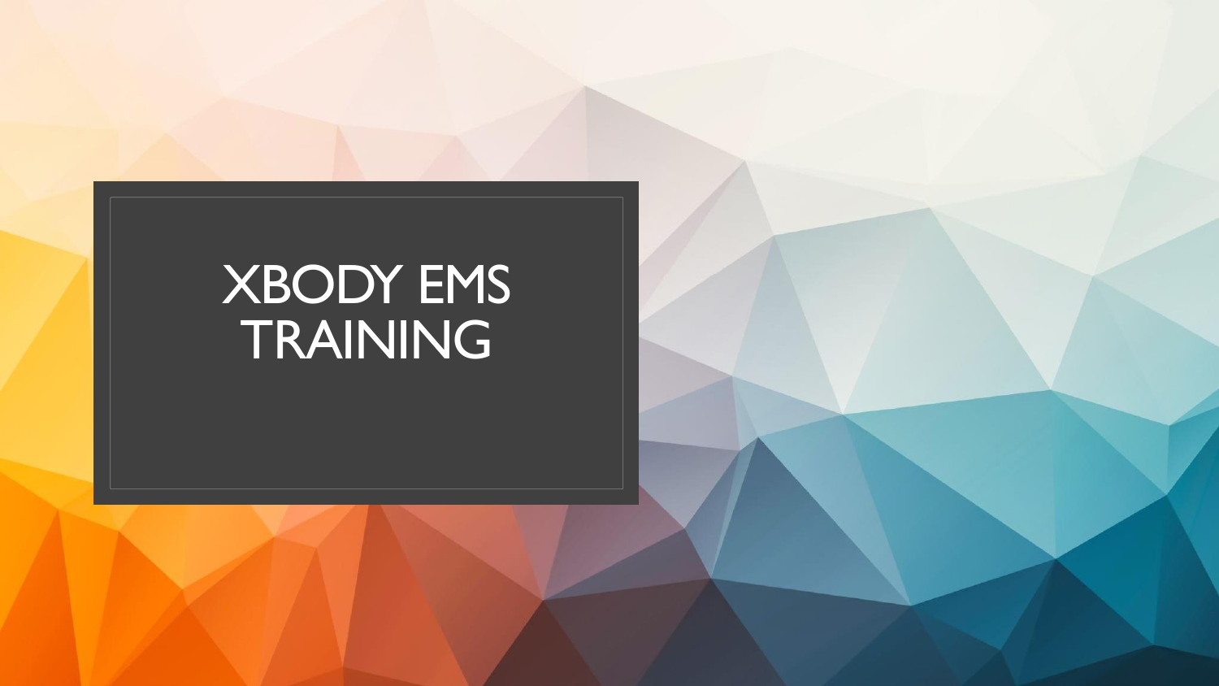# XBODY EMS TRAINING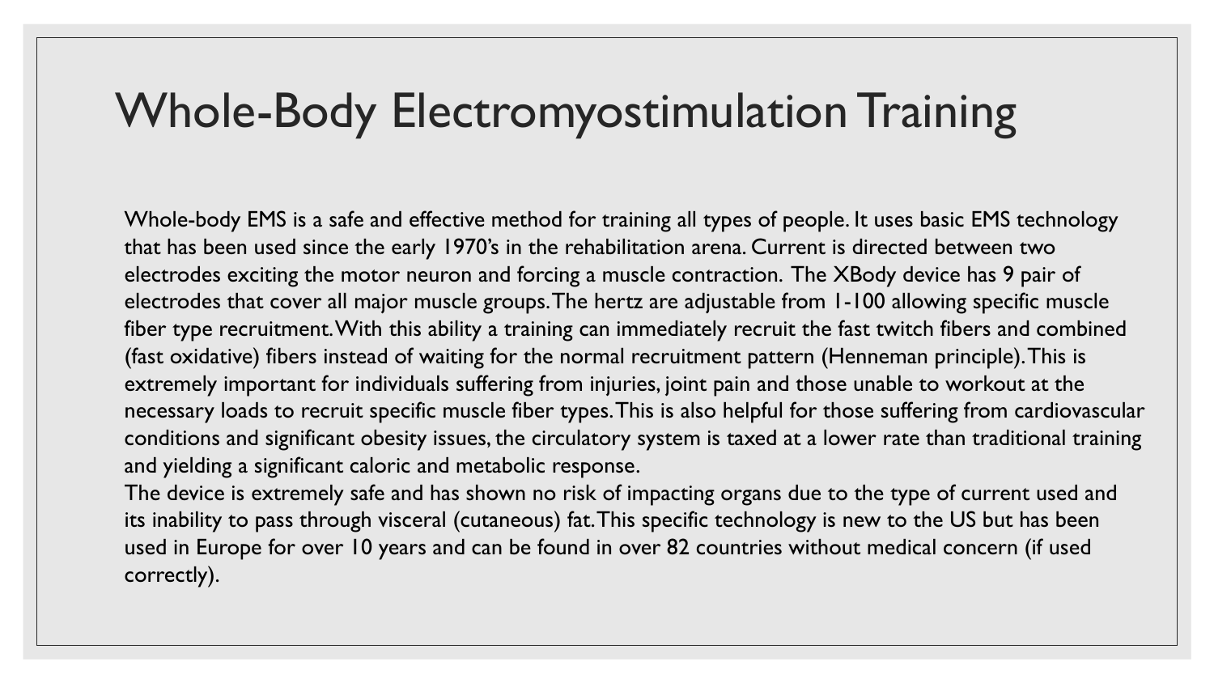# Whole-Body Electromyostimulation Training

Whole-body EMS is a safe and effective method for training all types of people. It uses basic EMS technology that has been used since the early 1970's in the rehabilitation arena. Current is directed between two electrodes exciting the motor neuron and forcing a muscle contraction. The XBody device has 9 pair of electrodes that cover all major muscle groups. The hertz are adjustable from 1-100 allowing specific muscle fiber type recruitment. With this ability a training can immediately recruit the fast twitch fibers and combined (fast oxidative) fibers instead of waiting for the normal recruitment pattern (Henneman principle). This is extremely important for individuals suffering from injuries, joint pain and those unable to workout at the necessary loads to recruit specific muscle fiber types. This is also helpful for those suffering from cardiovascular conditions and significant obesity issues, the circulatory system is taxed at a lower rate than traditional training and yielding a significant caloric and metabolic response.

The device is extremely safe and has shown no risk of impacting organs due to the type of current used and its inability to pass through visceral (cutaneous) fat. This specific technology is new to the US but has been used in Europe for over 10 years and can be found in over 82 countries without medical concern (if used correctly).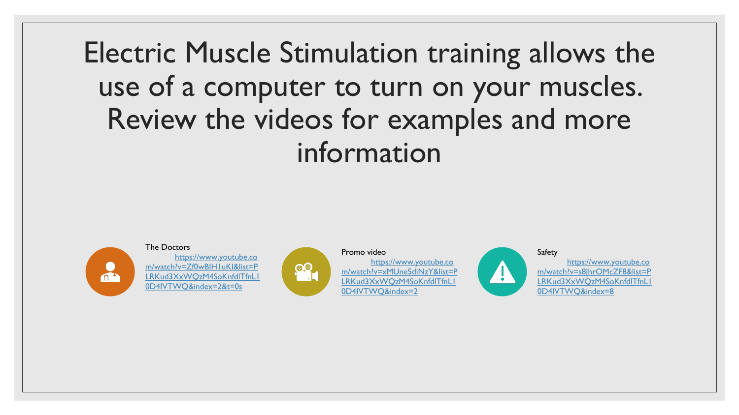# Electric Muscle Stimulation training allows the use of a computer to turn on your muscles. Review the videos for examples and more information

The Doctors
https://www.youtube.com/watch?v=Zf0wBIH1uKI&list=PLRKud3XxWQzM4SoKnfdlTfnL10D4IVTWQ&index=2&t=0s

Promo video
https://www.youtube.com/watch?v=xMUne5diNzY&list=PLRKud3XxWQzM4SoKnfdlTfnL10D4IVTWQ&index=2

Safety
https://www.youtube.com/watch?v=s8JhrOMcZF8&list=PLRKud3XxWQzM4SoKnfdlTfnL10D4IVTWQ&index=8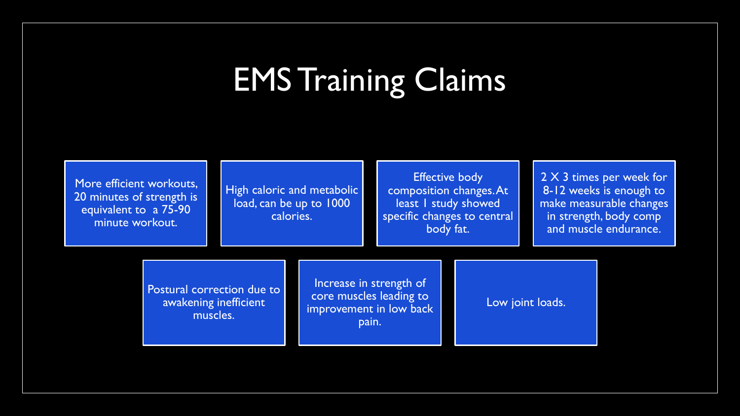# EMS Training Claims

- More efficient workouts, 20 minutes of strength is equivalent to a 75-90 minute workout.
- High caloric and metabolic load, can be up to 1000 calories.
- Effective body composition changes. At least 1 study showed specific changes to central body fat.
- 2 X 3 times per week for 8-12 weeks is enough to make measurable changes in strength, body comp and muscle endurance.
- Postural correction due to awakening inefficient muscles.
- Increase in strength of core muscles leading to improvement in low back pain.
- Low joint loads.